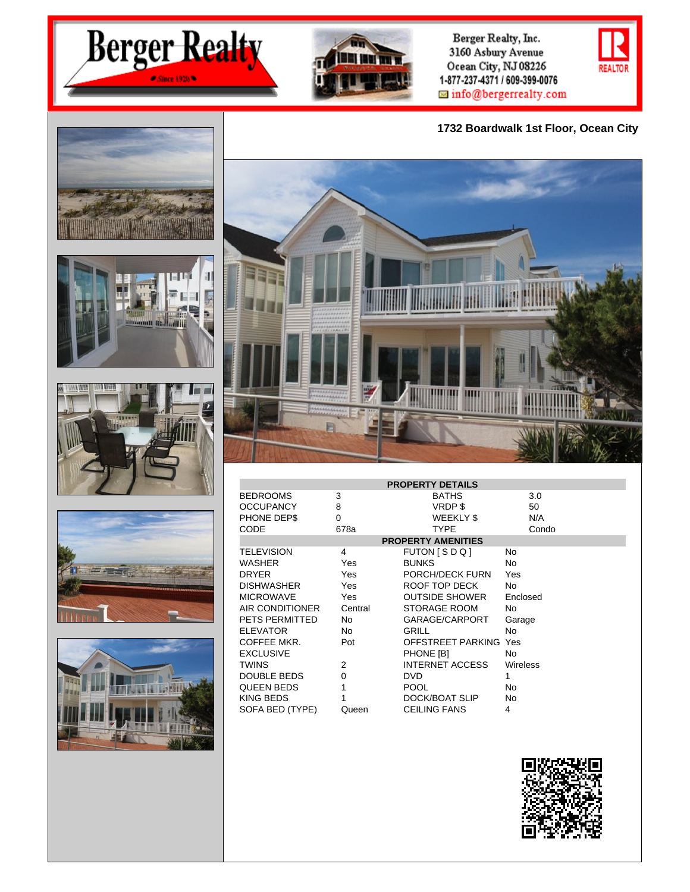Berger Realty

Since 1920

Berger Realty, Inc.
3160 Asbury Avenue
Ocean City, NJ 08226
1-877-237-4371 / 609-399-0076
info@bergerrealty.com

REALTOR

## 1732 Boardwalk 1st Floor, Ocean City

| PROPERTY DETAILS | | | |
|---|---|---|---|
| BEDROOMS | 3 | BATHS | 3.0 |
| OCCUPANCY | 8 | VRDP $ | 50 |
| PHONE DEP$ | 0 | WEEKLY $ | N/A |
| CODE | 678a | TYPE | Condo |

| PROPERTY AMENITIES | | | |
|---|---|---|---|
| TELEVISION | 4 | FUTON [ S D Q ] | No |
| WASHER | Yes | BUNKS | No |
| DRYER | Yes | PORCH/DECK FURN | Yes |
| DISHWASHER | Yes | ROOF TOP DECK | No |
| MICROWAVE | Yes | OUTSIDE SHOWER | Enclosed |
| AIR CONDITIONER | Central | STORAGE ROOM | No |
| PETS PERMITTED | No | GARAGE/CARPORT | Garage |
| ELEVATOR | No | GRILL | No |
| COFFEE MKR. | Pot | OFFSTREET PARKING | Yes |
| EXCLUSIVE | | PHONE [B] | No |
| TWINS | 2 | INTERNET ACCESS | Wireless |
| DOUBLE BEDS | 0 | DVD | 1 |
| QUEEN BEDS | 1 | POOL | No |
| KING BEDS | 1 | DOCK/BOAT SLIP | No |
| SOFA BED (TYPE) | Queen | CEILING FANS | 4 |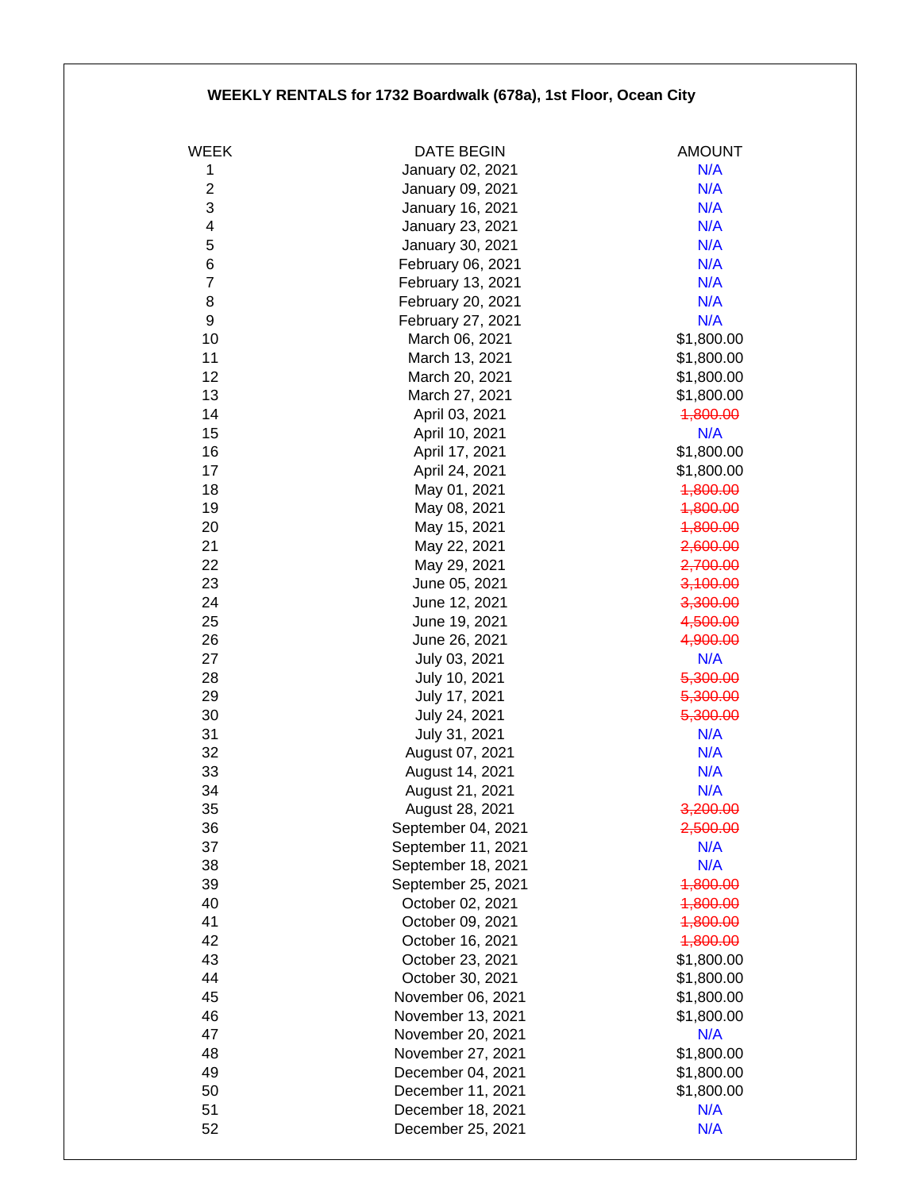**WEEKLY RENTALS for 1732 Boardwalk (678a), 1st Floor, Ocean City**

| WEEK | DATE BEGIN | AMOUNT |
|---|---|---|
| 1 | January 02, 2021 | N/A |
| 2 | January 09, 2021 | N/A |
| 3 | January 16, 2021 | N/A |
| 4 | January 23, 2021 | N/A |
| 5 | January 30, 2021 | N/A |
| 6 | February 06, 2021 | N/A |
| 7 | February 13, 2021 | N/A |
| 8 | February 20, 2021 | N/A |
| 9 | February 27, 2021 | N/A |
| 10 | March 06, 2021 | $1,800.00 |
| 11 | March 13, 2021 | $1,800.00 |
| 12 | March 20, 2021 | $1,800.00 |
| 13 | March 27, 2021 | $1,800.00 |
| 14 | April 03, 2021 | ~~1,800.00~~ |
| 15 | April 10, 2021 | N/A |
| 16 | April 17, 2021 | $1,800.00 |
| 17 | April 24, 2021 | $1,800.00 |
| 18 | May 01, 2021 | ~~1,800.00~~ |
| 19 | May 08, 2021 | ~~1,800.00~~ |
| 20 | May 15, 2021 | ~~1,800.00~~ |
| 21 | May 22, 2021 | ~~2,600.00~~ |
| 22 | May 29, 2021 | ~~2,700.00~~ |
| 23 | June 05, 2021 | ~~3,100.00~~ |
| 24 | June 12, 2021 | ~~3,300.00~~ |
| 25 | June 19, 2021 | ~~4,500.00~~ |
| 26 | June 26, 2021 | ~~4,900.00~~ |
| 27 | July 03, 2021 | N/A |
| 28 | July 10, 2021 | ~~5,300.00~~ |
| 29 | July 17, 2021 | ~~5,300.00~~ |
| 30 | July 24, 2021 | ~~5,300.00~~ |
| 31 | July 31, 2021 | N/A |
| 32 | August 07, 2021 | N/A |
| 33 | August 14, 2021 | N/A |
| 34 | August 21, 2021 | N/A |
| 35 | August 28, 2021 | ~~3,200.00~~ |
| 36 | September 04, 2021 | ~~2,500.00~~ |
| 37 | September 11, 2021 | N/A |
| 38 | September 18, 2021 | N/A |
| 39 | September 25, 2021 | ~~1,800.00~~ |
| 40 | October 02, 2021 | ~~1,800.00~~ |
| 41 | October 09, 2021 | ~~1,800.00~~ |
| 42 | October 16, 2021 | ~~1,800.00~~ |
| 43 | October 23, 2021 | $1,800.00 |
| 44 | October 30, 2021 | $1,800.00 |
| 45 | November 06, 2021 | $1,800.00 |
| 46 | November 13, 2021 | $1,800.00 |
| 47 | November 20, 2021 | N/A |
| 48 | November 27, 2021 | $1,800.00 |
| 49 | December 04, 2021 | $1,800.00 |
| 50 | December 11, 2021 | $1,800.00 |
| 51 | December 18, 2021 | N/A |
| 52 | December 25, 2021 | N/A |